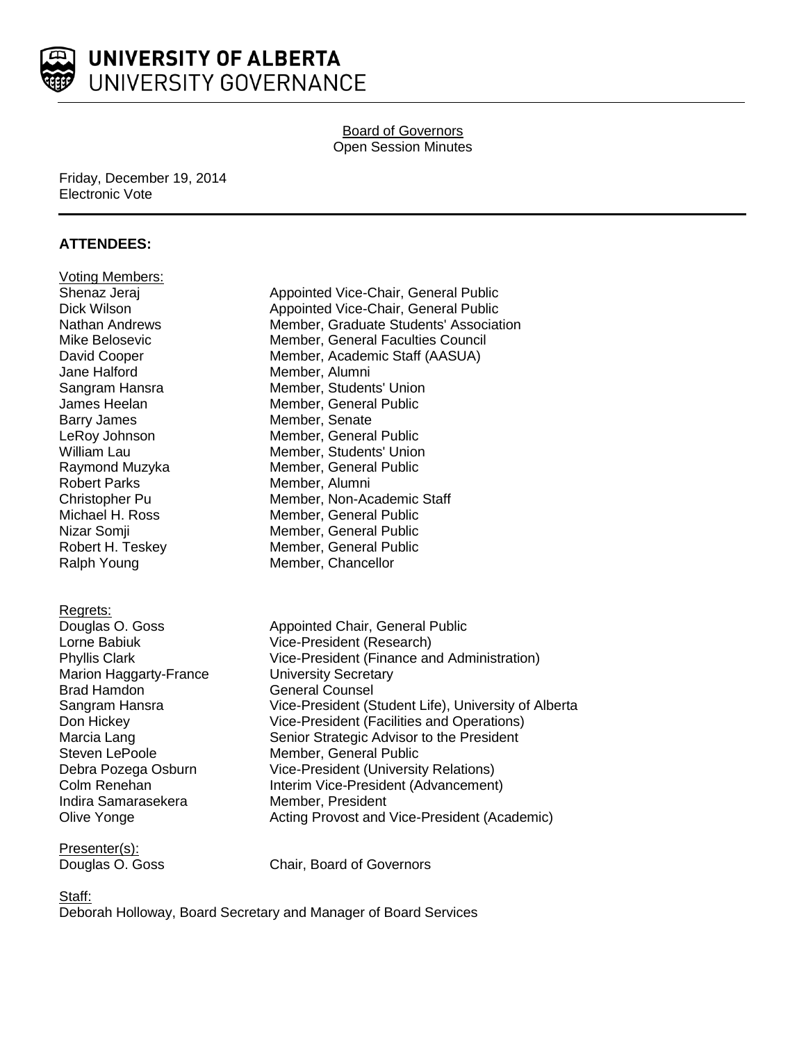# UNIVERSITY OF ALBERTA
## UNIVERSITY GOVERNANCE

**Board of Governors**
Open Session Minutes

Friday, December 19, 2014
Electronic Vote

**ATTENDEES:**

Voting Members:

| | |
|---|---|
| Shenaz Jeraj | Appointed Vice-Chair, General Public |
| Dick Wilson | Appointed Vice-Chair, General Public |
| Nathan Andrews | Member, Graduate Students' Association |
| Mike Belosevic | Member, General Faculties Council |
| David Cooper | Member, Academic Staff (AASUA) |
| Jane Halford | Member, Alumni |
| Sangram Hansra | Member, Students' Union |
| James Heelan | Member, General Public |
| Barry James | Member, Senate |
| LeRoy Johnson | Member, General Public |
| William Lau | Member, Students' Union |
| Raymond Muzyka | Member, General Public |
| Robert Parks | Member, Alumni |
| Christopher Pu | Member, Non-Academic Staff |
| Michael H. Ross | Member, General Public |
| Nizar Somji | Member, General Public |
| Robert H. Teskey | Member, General Public |
| Ralph Young | Member, Chancellor |

Regrets:

| | |
|---|---|
| Douglas O. Goss | Appointed Chair, General Public |
| Lorne Babiuk | Vice-President (Research) |
| Phyllis Clark | Vice-President (Finance and Administration) |
| Marion Haggarty-France | University Secretary |
| Brad Hamdon | General Counsel |
| Sangram Hansra | Vice-President (Student Life), University of Alberta |
| Don Hickey | Vice-President (Facilities and Operations) |
| Marcia Lang | Senior Strategic Advisor to the President |
| Steven LePoole | Member, General Public |
| Debra Pozega Osburn | Vice-President (University Relations) |
| Colm Renehan | Interim Vice-President (Advancement) |
| Indira Samarasekera | Member, President |
| Olive Yonge | Acting Provost and Vice-President (Academic) |

Presenter(s):

| | |
|---|---|
| Douglas O. Goss | Chair, Board of Governors |

Staff:
Deborah Holloway, Board Secretary and Manager of Board Services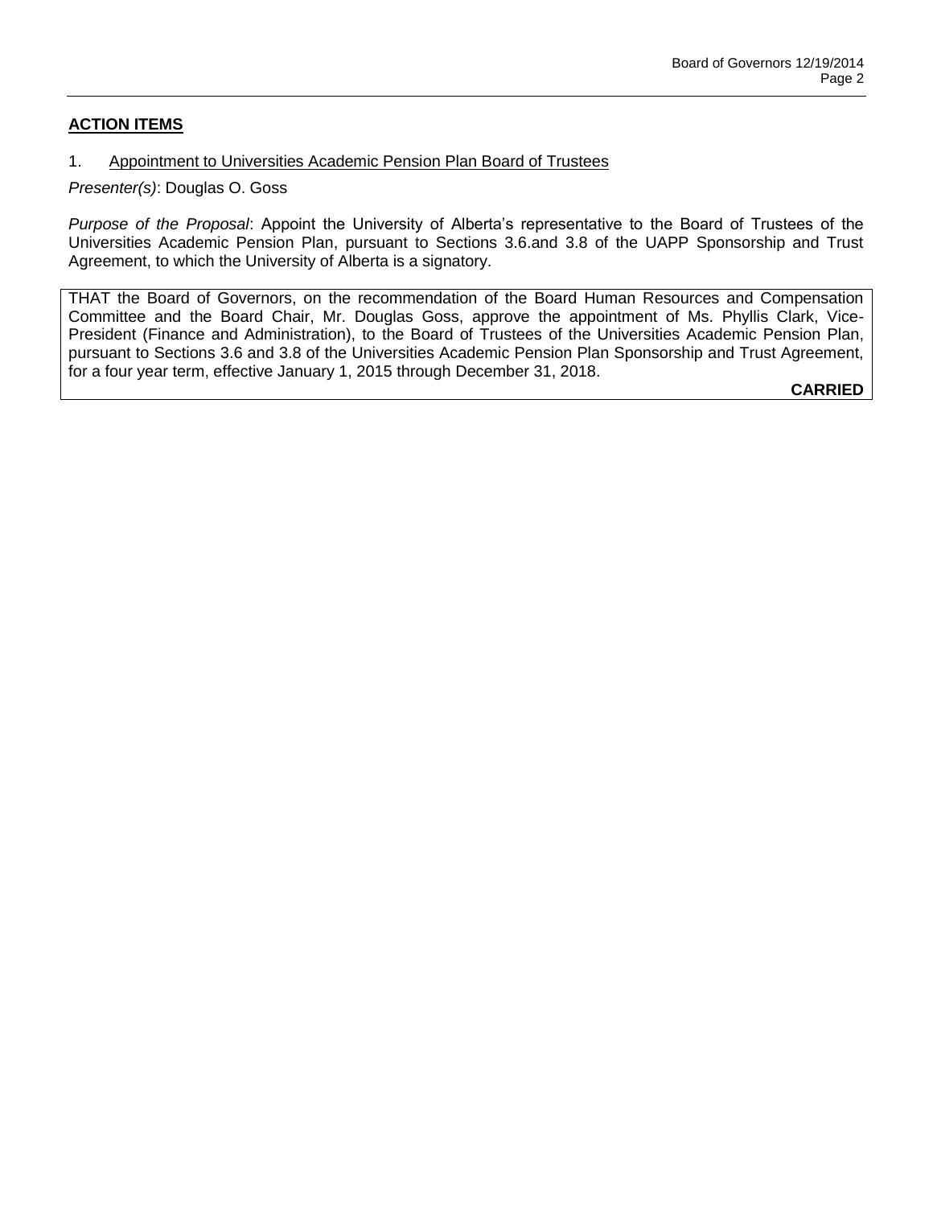## ACTION ITEMS

1. Appointment to Universities Academic Pension Plan Board of Trustees

*Presenter(s)*: Douglas O. Goss

*Purpose of the Proposal*: Appoint the University of Alberta's representative to the Board of Trustees of the Universities Academic Pension Plan, pursuant to Sections 3.6.and 3.8 of the UAPP Sponsorship and Trust Agreement, to which the University of Alberta is a signatory.

THAT the Board of Governors, on the recommendation of the Board Human Resources and Compensation Committee and the Board Chair, Mr. Douglas Goss, approve the appointment of Ms. Phyllis Clark, Vice-President (Finance and Administration), to the Board of Trustees of the Universities Academic Pension Plan, pursuant to Sections 3.6 and 3.8 of the Universities Academic Pension Plan Sponsorship and Trust Agreement, for a four year term, effective January 1, 2015 through December 31, 2018.

**CARRIED**